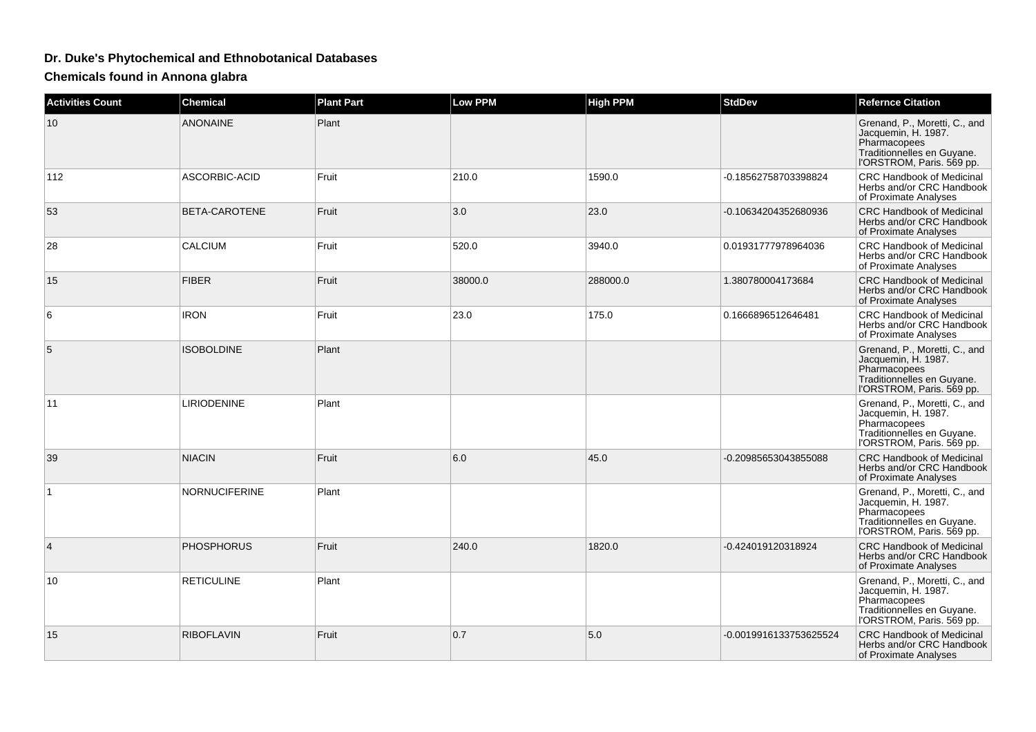## Dr. Duke's Phytochemical and Ethnobotanical Databases

## Chemicals found in Annona glabra

| Activities Count | Chemical | Plant Part | Low PPM | High PPM | StdDev | Refernce Citation |
|---|---|---|---|---|---|---|
| 10 | ANONAINE | Plant | | | | Grenand, P., Moretti, C., and Jacquemin, H. 1987. Pharmacopees Traditionnelles en Guyane. l'ORSTROM, Paris. 569 pp. |
| 112 | ASCORBIC-ACID | Fruit | 210.0 | 1590.0 | -0.18562758703398824 | CRC Handbook of Medicinal Herbs and/or CRC Handbook of Proximate Analyses |
| 53 | BETA-CAROTENE | Fruit | 3.0 | 23.0 | -0.10634204352680936 | CRC Handbook of Medicinal Herbs and/or CRC Handbook of Proximate Analyses |
| 28 | CALCIUM | Fruit | 520.0 | 3940.0 | 0.01931777978964036 | CRC Handbook of Medicinal Herbs and/or CRC Handbook of Proximate Analyses |
| 15 | FIBER | Fruit | 38000.0 | 288000.0 | 1.380780004173684 | CRC Handbook of Medicinal Herbs and/or CRC Handbook of Proximate Analyses |
| 6 | IRON | Fruit | 23.0 | 175.0 | 0.1666896512646481 | CRC Handbook of Medicinal Herbs and/or CRC Handbook of Proximate Analyses |
| 5 | ISOBOLDINE | Plant | | | | Grenand, P., Moretti, C., and Jacquemin, H. 1987. Pharmacopees Traditionnelles en Guyane. l'ORSTROM, Paris. 569 pp. |
| 11 | LIRIODENINE | Plant | | | | Grenand, P., Moretti, C., and Jacquemin, H. 1987. Pharmacopees Traditionnelles en Guyane. l'ORSTROM, Paris. 569 pp. |
| 39 | NIACIN | Fruit | 6.0 | 45.0 | -0.20985653043855088 | CRC Handbook of Medicinal Herbs and/or CRC Handbook of Proximate Analyses |
| 1 | NORNUCIFERINE | Plant | | | | Grenand, P., Moretti, C., and Jacquemin, H. 1987. Pharmacopees Traditionnelles en Guyane. l'ORSTROM, Paris. 569 pp. |
| 4 | PHOSPHORUS | Fruit | 240.0 | 1820.0 | -0.424019120318924 | CRC Handbook of Medicinal Herbs and/or CRC Handbook of Proximate Analyses |
| 10 | RETICULINE | Plant | | | | Grenand, P., Moretti, C., and Jacquemin, H. 1987. Pharmacopees Traditionnelles en Guyane. l'ORSTROM, Paris. 569 pp. |
| 15 | RIBOFLAVIN | Fruit | 0.7 | 5.0 | -0.0019916133753625524 | CRC Handbook of Medicinal Herbs and/or CRC Handbook of Proximate Analyses |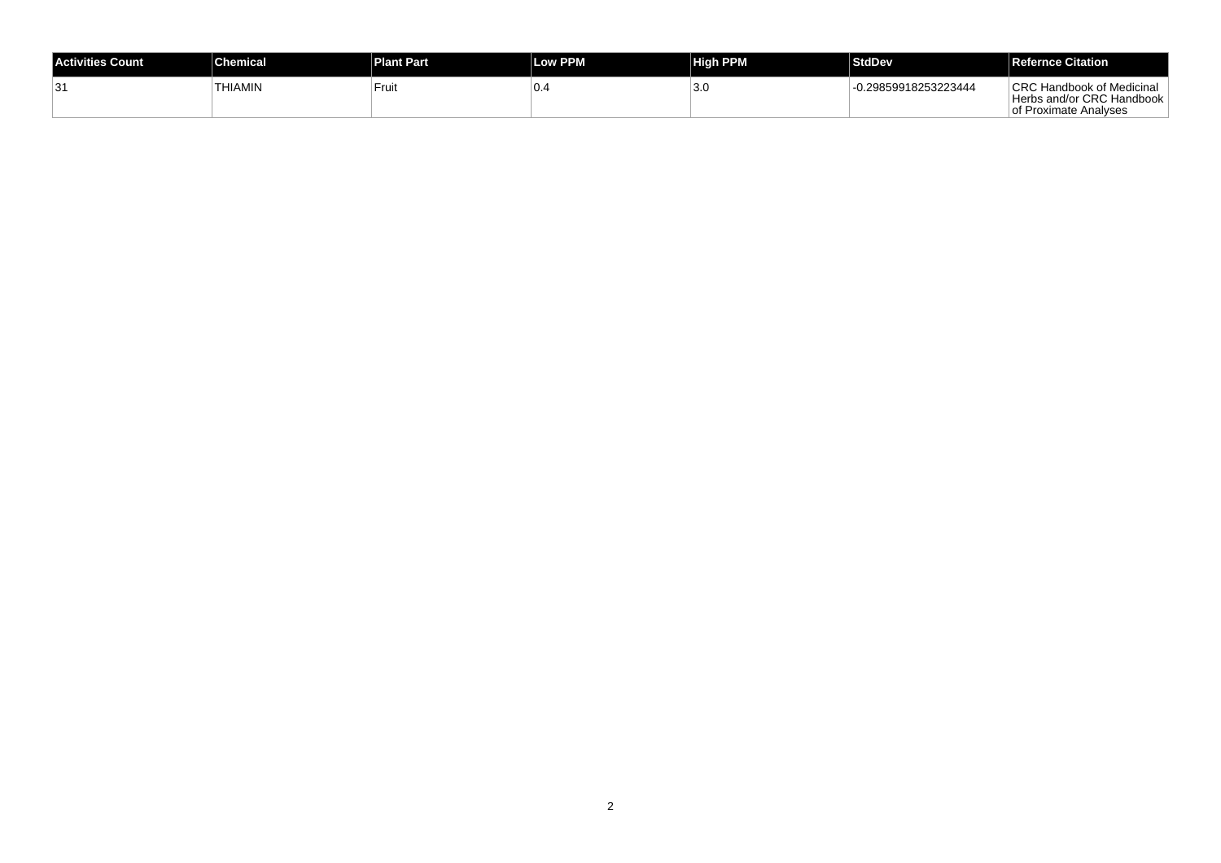| Activities Count | Chemical | Plant Part | Low PPM | High PPM | StdDev | Refernce Citation |
| --- | --- | --- | --- | --- | --- | --- |
| 31 | THIAMIN | Fruit | 0.4 | 3.0 | -0.29859918253223444 | CRC Handbook of Medicinal Herbs and/or CRC Handbook of Proximate Analyses |